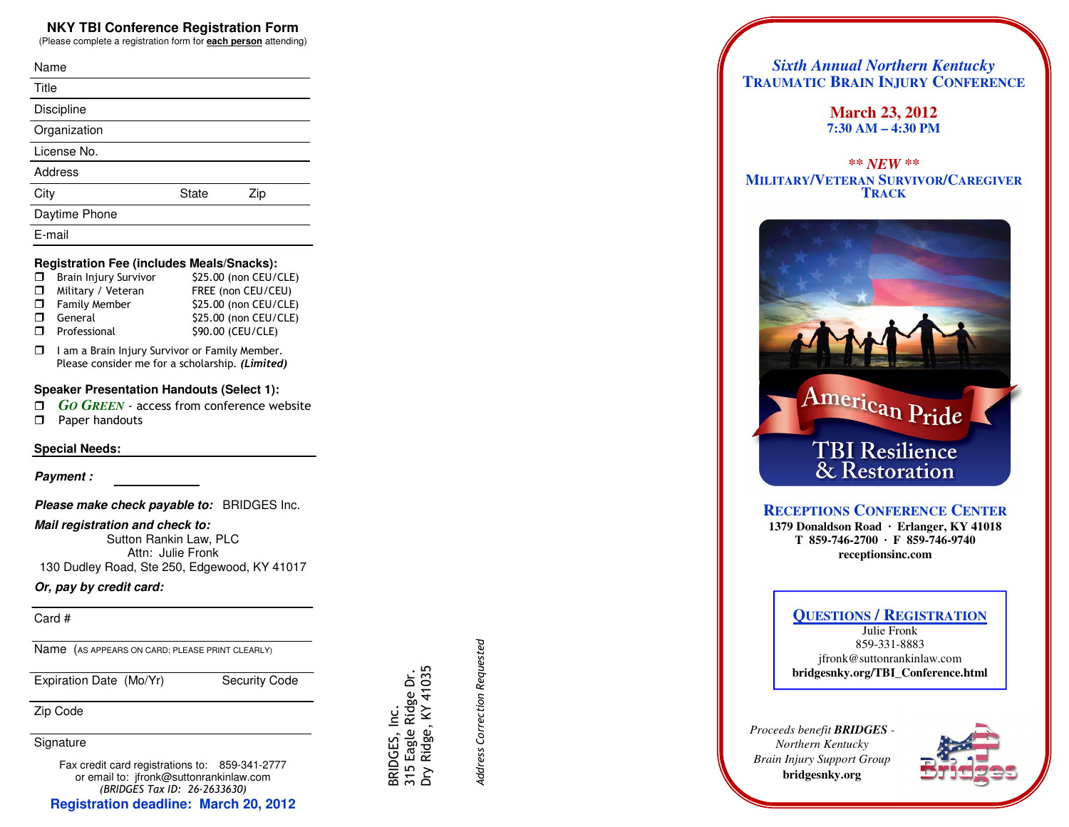## NKY TBI Conference Registration Form

(Please complete a registration form for **each person** attending)

Name

Title

Discipline

Organization

License No.

Address

City State Zip

Daytime Phone

E-mail

**Registration Fee (includes Meals/Snacks):**

| | | |
|---|---|---|
| ❒ | Brain Injury Survivor | $25.00 (non CEU/CLE) |
| ❒ | Military / Veteran | FREE (non CEU/CEU) |
| ❒ | Family Member | $25.00 (non CEU/CLE) |
| ❒ | General | $25.00 (non CEU/CLE) |
| ❒ | Professional | $90.00 (CEU/CLE) |

❒ I am a Brain Injury Survivor or Family Member. Please consider me for a scholarship. ***(Limited)***

**Speaker Presentation Handouts (Select 1):**

❒ ***GO GREEN*** - access from conference website

❒ Paper handouts

**Special Needs:**

***Payment :***

***Please make check payable to:*** BRIDGES Inc.

***Mail registration and check to:***

Sutton Rankin Law, PLC
Attn: Julie Fronk
130 Dudley Road, Ste 250, Edgewood, KY 41017

***Or, pay by credit card:***

Card #

Name (AS APPEARS ON CARD; PLEASE PRINT CLEARLY)

Expiration Date (Mo/Yr) Security Code

Zip Code

Signature

Fax credit card registrations to: 859-341-2777
or email to: jfronk@suttonrankinlaw.com
*(BRIDGES Tax ID: 26-2633630)*

**Registration deadline: March 20, 2012**

BRIDGES, Inc.
315 Eagle Ridge Dr.
Dry Ridge, KY 41035

*Address Correction Requested*

# *Sixth Annual Northern Kentucky* Traumatic Brain Injury Conference

**March 23, 2012**
**7:30 AM – 4:30 PM**

***\*\* NEW \*\****

**MILITARY/VETERAN SURVIVOR/CAREGIVER TRACK**

American Pride

TBI Resilience & Restoration

**RECEPTIONS CONFERENCE CENTER**
**1379 Donaldson Road · Erlanger, KY 41018**
**T 859-746-2700 · F 859-746-9740**
**receptionsinc.com**

**QUESTIONS / REGISTRATION**
Julie Fronk
859-331-8883
jfronk@suttonrankinlaw.com
**bridgesnky.org/TBI_Conference.html**

*Proceeds benefit **BRIDGES** - Northern Kentucky Brain Injury Support Group*
**bridgesnky.org**

Bridges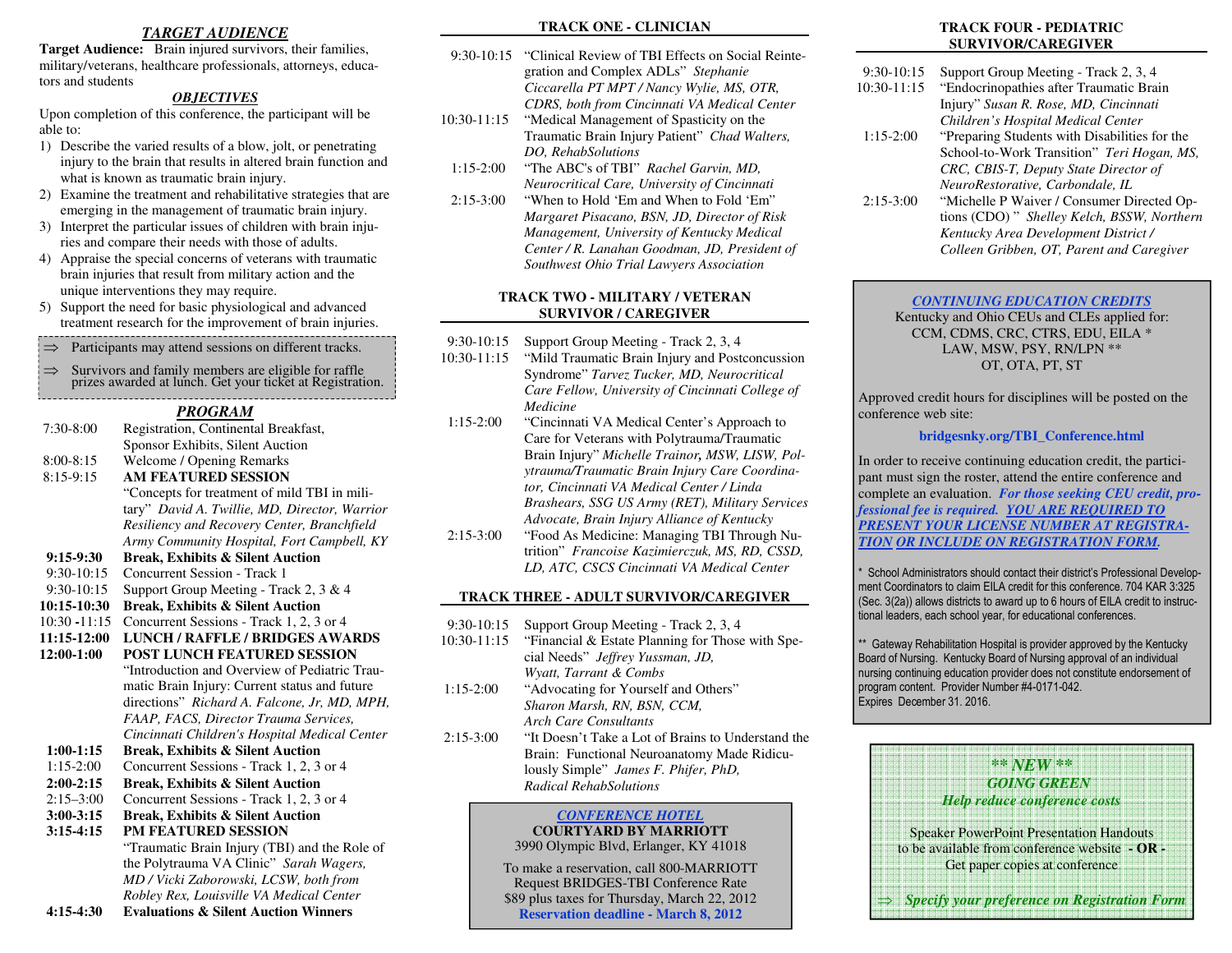## *TARGET AUDIENCE*

**Target Audience:** Brain injured survivors, their families, military/veterans, healthcare professionals, attorneys, educators and students

## *OBJECTIVES*

Upon completion of this conference, the participant will be able to:

1) Describe the varied results of a blow, jolt, or penetrating injury to the brain that results in altered brain function and what is known as traumatic brain injury.
2) Examine the treatment and rehabilitative strategies that are emerging in the management of traumatic brain injury.
3) Interpret the particular issues of children with brain injuries and compare their needs with those of adults.
4) Appraise the special concerns of veterans with traumatic brain injuries that result from military action and the unique interventions they may require.
5) Support the need for basic physiological and advanced treatment research for the improvement of brain injuries.

⇒ Participants may attend sessions on different tracks.

⇒ Survivors and family members are eligible for raffle prizes awarded at lunch. Get your ticket at Registration.

## *PROGRAM*

| | |
|---|---|
| 7:30-8:00 | Registration, Continental Breakfast, Sponsor Exhibits, Silent Auction |
| 8:00-8:15 | Welcome / Opening Remarks |
| 8:15-9:15 | **AM FEATURED SESSION** "Concepts for treatment of mild TBI in military" *David A. Twillie, MD, Director, Warrior Resiliency and Recovery Center, Branchfield Army Community Hospital, Fort Campbell, KY* |
| **9:15-9:30** | **Break, Exhibits & Silent Auction** |
| 9:30-10:15 | Concurrent Session - Track 1 |
| 9:30-10:15 | Support Group Meeting - Track 2, 3 & 4 |
| **10:15-10:30** | **Break, Exhibits & Silent Auction** |
| 10:30 -11:15 | Concurrent Sessions - Track 1, 2, 3 or 4 |
| **11:15-12:00** | **LUNCH / RAFFLE / BRIDGES AWARDS** |
| **12:00-1:00** | **POST LUNCH FEATURED SESSION** "Introduction and Overview of Pediatric Traumatic Brain Injury: Current status and future directions" *Richard A. Falcone, Jr, MD, MPH, FAAP, FACS, Director Trauma Services, Cincinnati Children's Hospital Medical Center* |
| **1:00-1:15** | **Break, Exhibits & Silent Auction** |
| 1:15-2:00 | Concurrent Sessions - Track 1, 2, 3 or 4 |
| **2:00-2:15** | **Break, Exhibits & Silent Auction** |
| 2:15–3:00 | Concurrent Sessions - Track 1, 2, 3 or 4 |
| **3:00-3:15** | **Break, Exhibits & Silent Auction** |
| **3:15-4:15** | **PM FEATURED SESSION** "Traumatic Brain Injury (TBI) and the Role of the Polytrauma VA Clinic" *Sarah Wagers, MD / Vicki Zaborowski, LCSW, both from Robley Rex, Louisville VA Medical Center* |
| **4:15-4:30** | **Evaluations & Silent Auction Winners** |

### TRACK ONE - CLINICIAN

| | |
|---|---|
| 9:30-10:15 | "Clinical Review of TBI Effects on Social Reintegration and Complex ADLs" *Stephanie Ciccarella PT MPT / Nancy Wylie, MS, OTR, CDRS, both from Cincinnati VA Medical Center* |
| 10:30-11:15 | "Medical Management of Spasticity on the Traumatic Brain Injury Patient" *Chad Walters, DO, RehabSolutions* |
| 1:15-2:00 | "The ABC's of TBI" *Rachel Garvin, MD, Neurocritical Care, University of Cincinnati* |
| 2:15-3:00 | "When to Hold 'Em and When to Fold 'Em" *Margaret Pisacano, BSN, JD, Director of Risk Management, University of Kentucky Medical Center / R. Lanahan Goodman, JD, President of Southwest Ohio Trial Lawyers Association* |

### TRACK TWO - MILITARY / VETERAN SURVIVOR / CAREGIVER

| | |
|---|---|
| 9:30-10:15 | Support Group Meeting - Track 2, 3, 4 |
| 10:30-11:15 | "Mild Traumatic Brain Injury and Postconcussion Syndrome" *Tarvez Tucker, MD, Neurocritical Care Fellow, University of Cincinnati College of Medicine* |
| 1:15-2:00 | "Cincinnati VA Medical Center's Approach to Care for Veterans with Polytrauma/Traumatic Brain Injury" *Michelle Trainor, MSW, LISW, Polytrauma/Traumatic Brain Injury Care Coordinator, Cincinnati VA Medical Center / Linda Brashears, SSG US Army (RET), Military Services Advocate, Brain Injury Alliance of Kentucky* |
| 2:15-3:00 | "Food As Medicine: Managing TBI Through Nutrition" *Francoise Kazimierczuk, MS, RD, CSSD, LD, ATC, CSCS Cincinnati VA Medical Center* |

### TRACK THREE - ADULT SURVIVOR/CAREGIVER

| | |
|---|---|
| 9:30-10:15 | Support Group Meeting - Track 2, 3, 4 |
| 10:30-11:15 | "Financial & Estate Planning for Those with Special Needs" *Jeffrey Yussman, JD, Wyatt, Tarrant & Combs* |
| 1:15-2:00 | "Advocating for Yourself and Others" *Sharon Marsh, RN, BSN, CCM, Arch Care Consultants* |
| 2:15-3:00 | "It Doesn't Take a Lot of Brains to Understand the Brain: Functional Neuroanatomy Made Ridiculously Simple" *James F. Phifer, PhD, Radical RehabSolutions* |

### *CONFERENCE HOTEL*

**COURTYARD BY MARRIOTT**
3990 Olympic Blvd, Erlanger, KY 41018

To make a reservation, call 800-MARRIOTT
Request BRIDGES-TBI Conference Rate
$89 plus taxes for Thursday, March 22, 2012
**Reservation deadline - March 8, 2012**

### TRACK FOUR - PEDIATRIC SURVIVOR/CAREGIVER

| | |
|---|---|
| 9:30-10:15 | Support Group Meeting - Track 2, 3, 4 |
| 10:30-11:15 | "Endocrinopathies after Traumatic Brain Injury" *Susan R. Rose, MD, Cincinnati Children's Hospital Medical Center* |
| 1:15-2:00 | "Preparing Students with Disabilities for the School-to-Work Transition" *Teri Hogan, MS, CRC, CBIS-T, Deputy State Director of NeuroRestorative, Carbondale, IL* |
| 2:15-3:00 | "Michelle P Waiver / Consumer Directed Options (CDO) " *Shelley Kelch, BSSW, Northern Kentucky Area Development District / Colleen Gribben, OT, Parent and Caregiver* |

### *CONTINUING EDUCATION CREDITS*

Kentucky and Ohio CEUs and CLEs applied for:
CCM, CDMS, CRC, CTRS, EDU, EILA *
LAW, MSW, PSY, RN/LPN **
OT, OTA, PT, ST

Approved credit hours for disciplines will be posted on the conference web site:

**bridgesnky.org/TBI_Conference.html**

In order to receive continuing education credit, the participant must sign the roster, attend the entire conference and complete an evaluation. ***For those seeking CEU credit, professional fee is required. YOU ARE REQUIRED TO PRESENT YOUR LICENSE NUMBER AT REGISTRATION OR INCLUDE ON REGISTRATION FORM.***

* School Administrators should contact their district's Professional Development Coordinators to claim EILA credit for this conference. 704 KAR 3:325 (Sec. 3(2a)) allows districts to award up to 6 hours of EILA credit to instructional leaders, each school year, for educational conferences.

** Gateway Rehabilitation Hospital is provider approved by the Kentucky Board of Nursing. Kentucky Board of Nursing approval of an individual nursing continuing education provider does not constitute endorsement of program content. Provider Number #4-0171-042. Expires December 31. 2016.

***** NEW *****
***GOING GREEN***
***Help reduce conference costs***

Speaker PowerPoint Presentation Handouts to be available from conference website **- OR -** Get paper copies at conference

⇒ ***Specify your preference on Registration Form***